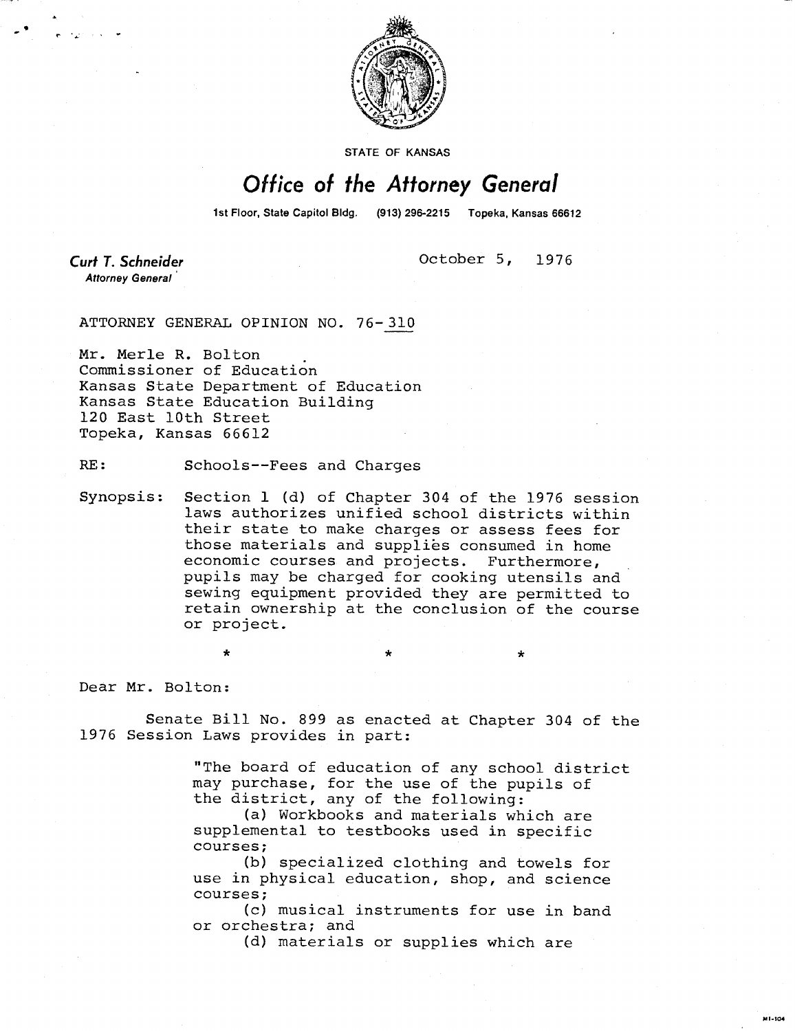STATE OF KANSAS

# Office of the Attorney General

1st Floor, State Capitol Bldg. (913) 296-2215 Topeka, Kansas 66612

**Curt T. Schneider**
*Attorney General*

October 5, 1976

ATTORNEY GENERAL OPINION NO. 76-310

Mr. Merle R. Bolton
Commissioner of Education
Kansas State Department of Education
Kansas State Education Building
120 East 10th Street
Topeka, Kansas 66612

RE: Schools--Fees and Charges

Synopsis: Section 1 (d) of Chapter 304 of the 1976 session laws authorizes unified school districts within their state to make charges or assess fees for those materials and supplies consumed in home economic courses and projects. Furthermore, pupils may be charged for cooking utensils and sewing equipment provided they are permitted to retain ownership at the conclusion of the course or project.

\* \* \*

Dear Mr. Bolton:

Senate Bill No. 899 as enacted at Chapter 304 of the 1976 Session Laws provides in part:

> "The board of education of any school district may purchase, for the use of the pupils of the district, any of the following:
>
> (a) Workbooks and materials which are supplemental to testbooks used in specific courses;
>
> (b) specialized clothing and towels for use in physical education, shop, and science courses;
>
> (c) musical instruments for use in band or orchestra; and
>
> (d) materials or supplies which are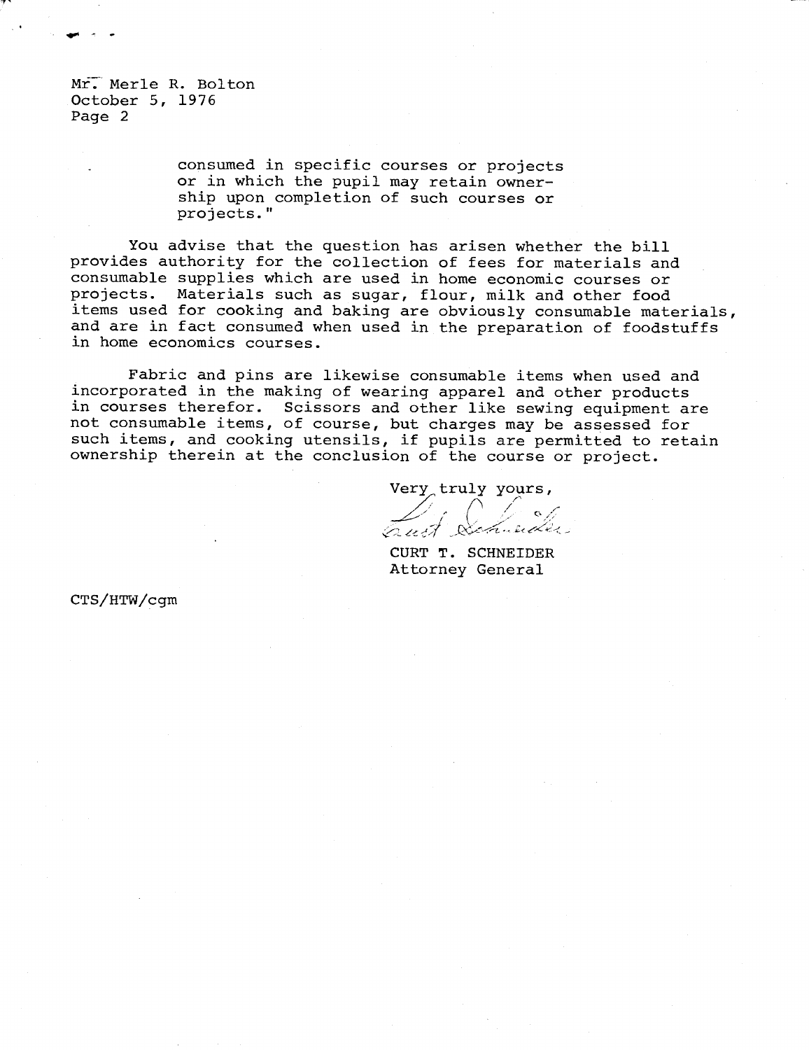Mr. Merle R. Bolton
October 5, 1976
Page 2

> consumed in specific courses or projects or in which the pupil may retain ownership upon completion of such courses or projects."

You advise that the question has arisen whether the bill provides authority for the collection of fees for materials and consumable supplies which are used in home economic courses or projects. Materials such as sugar, flour, milk and other food items used for cooking and baking are obviously consumable materials, and are in fact consumed when used in the preparation of foodstuffs in home economics courses.

Fabric and pins are likewise consumable items when used and incorporated in the making of wearing apparel and other products in courses therefor. Scissors and other like sewing equipment are not consumable items, of course, but charges may be assessed for such items, and cooking utensils, if pupils are permitted to retain ownership therein at the conclusion of the course or project.

Very truly yours,

CURT T. SCHNEIDER
Attorney General

CTS/HTW/cgm